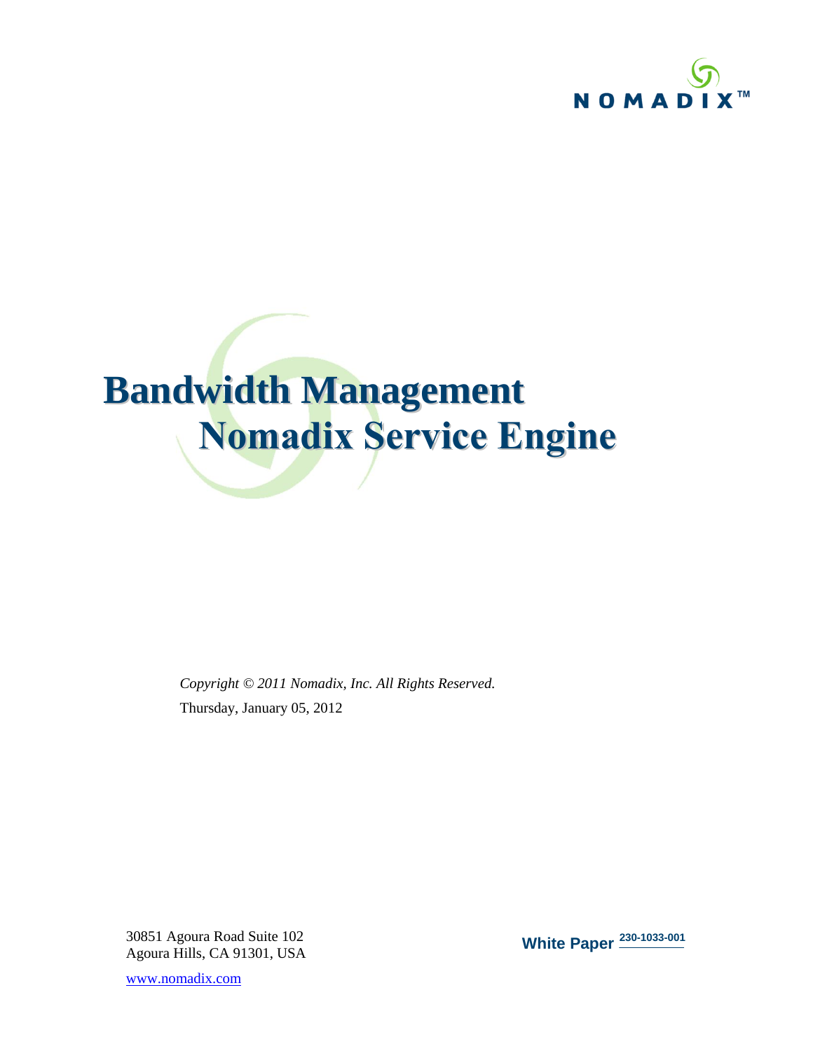NOMADIX™

# Bandwidth Management
# Nomadix Service Engine

*Copyright © 2011 Nomadix, Inc. All Rights Reserved.*

Thursday, January 05, 2012

30851 Agoura Road Suite 102
Agoura Hills, CA 91301, USA

www.nomadix.com

**White Paper** 230-1033-001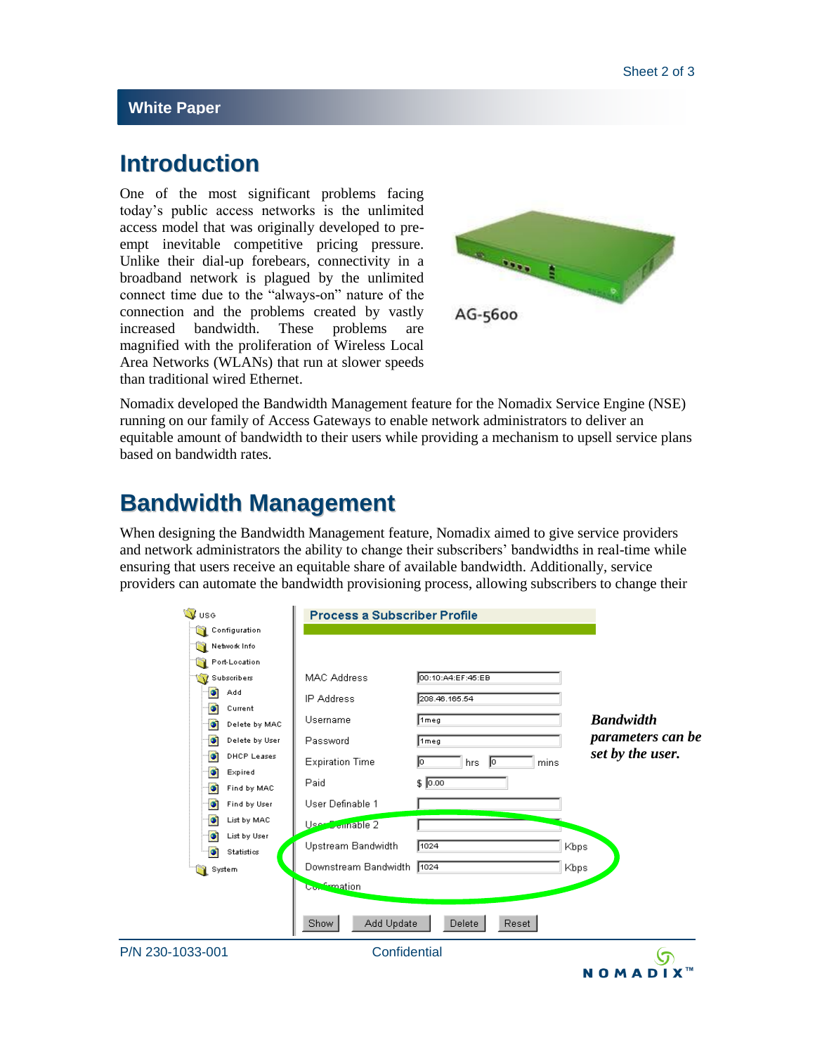White Paper

## Introduction

One of the most significant problems facing today's public access networks is the unlimited access model that was originally developed to pre-empt inevitable competitive pricing pressure. Unlike their dial-up forebears, connectivity in a broadband network is plagued by the unlimited connect time due to the "always-on" nature of the connection and the problems created by vastly increased bandwidth. These problems are magnified with the proliferation of Wireless Local Area Networks (WLANs) that run at slower speeds than traditional wired Ethernet.

AG-5600

Nomadix developed the Bandwidth Management feature for the Nomadix Service Engine (NSE) running on our family of Access Gateways to enable network administrators to deliver an equitable amount of bandwidth to their users while providing a mechanism to upsell service plans based on bandwidth rates.

## Bandwidth Management

When designing the Bandwidth Management feature, Nomadix aimed to give service providers and network administrators the ability to change their subscribers' bandwidths in real-time while ensuring that users receive an equitable share of available bandwidth. Additionally, service providers can automate the bandwidth provisioning process, allowing subscribers to change their

***Bandwidth parameters can be set by the user.***

P/N 230-1033-001 Confidential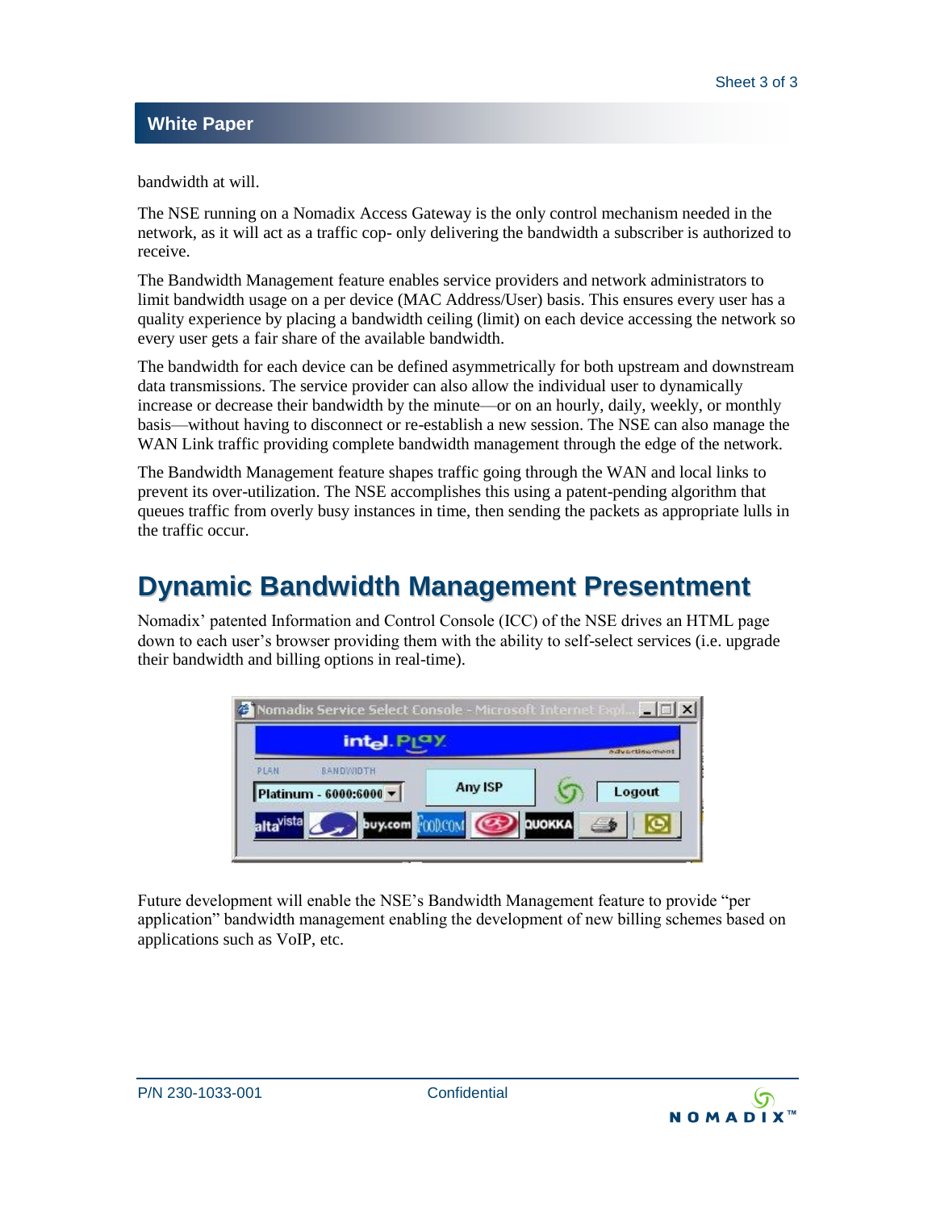bandwidth at will.

The NSE running on a Nomadix Access Gateway is the only control mechanism needed in the network, as it will act as a traffic cop- only delivering the bandwidth a subscriber is authorized to receive.

The Bandwidth Management feature enables service providers and network administrators to limit bandwidth usage on a per device (MAC Address/User) basis. This ensures every user has a quality experience by placing a bandwidth ceiling (limit) on each device accessing the network so every user gets a fair share of the available bandwidth.

The bandwidth for each device can be defined asymmetrically for both upstream and downstream data transmissions. The service provider can also allow the individual user to dynamically increase or decrease their bandwidth by the minute—or on an hourly, daily, weekly, or monthly basis—without having to disconnect or re-establish a new session. The NSE can also manage the WAN Link traffic providing complete bandwidth management through the edge of the network.

The Bandwidth Management feature shapes traffic going through the WAN and local links to prevent its over-utilization. The NSE accomplishes this using a patent-pending algorithm that queues traffic from overly busy instances in time, then sending the packets as appropriate lulls in the traffic occur.

# Dynamic Bandwidth Management Presentment

Nomadix' patented Information and Control Console (ICC) of the NSE drives an HTML page down to each user's browser providing them with the ability to self-select services (i.e. upgrade their bandwidth and billing options in real-time).

Future development will enable the NSE's Bandwidth Management feature to provide "per application" bandwidth management enabling the development of new billing schemes based on applications such as VoIP, etc.